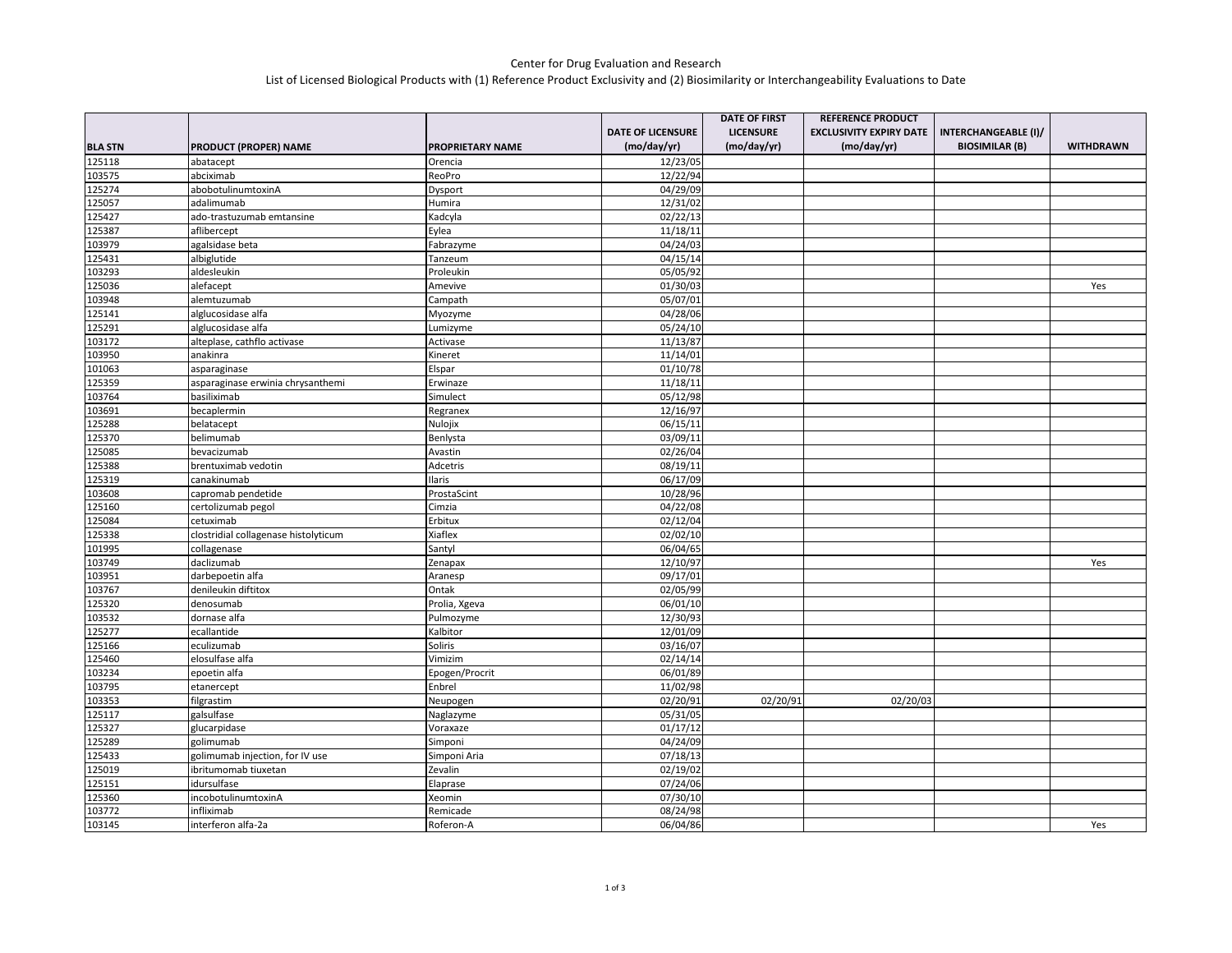Center for Drug Evaluation and Research

List of Licensed Biological Products with (1) Reference Product Exclusivity and (2) Biosimilarity or Interchangeability Evaluations to Date

| BLA STN | PRODUCT (PROPER) NAME | PROPRIETARY NAME | DATE OF LICENSURE (mo/day/yr) | DATE OF FIRST LICENSURE (mo/day/yr) | REFERENCE PRODUCT EXCLUSIVITY EXPIRY DATE (mo/day/yr) | INTERCHANGEABLE (I)/ BIOSIMILAR (B) | WITHDRAWN |
|---|---|---|---|---|---|---|---|
| 125118 | abatacept | Orencia | 12/23/05 | | | | |
| 103575 | abciximab | ReoPro | 12/22/94 | | | | |
| 125274 | abobotulinumtoxinA | Dysport | 04/29/09 | | | | |
| 125057 | adalimumab | Humira | 12/31/02 | | | | |
| 125427 | ado-trastuzumab emtansine | Kadcyla | 02/22/13 | | | | |
| 125387 | aflibercept | Eylea | 11/18/11 | | | | |
| 103979 | agalsidase beta | Fabrazyme | 04/24/03 | | | | |
| 125431 | albiglutide | Tanzeum | 04/15/14 | | | | |
| 103293 | aldesleukin | Proleukin | 05/05/92 | | | | |
| 125036 | alefacept | Amevive | 01/30/03 | | | | Yes |
| 103948 | alemtuzumab | Campath | 05/07/01 | | | | |
| 125141 | alglucosidase alfa | Myozyme | 04/28/06 | | | | |
| 125291 | alglucosidase alfa | Lumizyme | 05/24/10 | | | | |
| 103172 | alteplase, cathflo activase | Activase | 11/13/87 | | | | |
| 103950 | anakinra | Kineret | 11/14/01 | | | | |
| 101063 | asparaginase | Elspar | 01/10/78 | | | | |
| 125359 | asparaginase erwinia chrysanthemi | Erwinaze | 11/18/11 | | | | |
| 103764 | basiliximab | Simulect | 05/12/98 | | | | |
| 103691 | becaplermin | Regranex | 12/16/97 | | | | |
| 125288 | belatacept | Nulojix | 06/15/11 | | | | |
| 125370 | belimumab | Benlysta | 03/09/11 | | | | |
| 125085 | bevacizumab | Avastin | 02/26/04 | | | | |
| 125388 | brentuximab vedotin | Adcetris | 08/19/11 | | | | |
| 125319 | canakinumab | Ilaris | 06/17/09 | | | | |
| 103608 | capromab pendetide | ProstaScint | 10/28/96 | | | | |
| 125160 | certolizumab pegol | Cimzia | 04/22/08 | | | | |
| 125084 | cetuximab | Erbitux | 02/12/04 | | | | |
| 125338 | clostridial collagenase histolyticum | Xiaflex | 02/02/10 | | | | |
| 101995 | collagenase | Santyl | 06/04/65 | | | | |
| 103749 | daclizumab | Zenapax | 12/10/97 | | | | Yes |
| 103951 | darbepoetin alfa | Aranesp | 09/17/01 | | | | |
| 103767 | denileukin diftitox | Ontak | 02/05/99 | | | | |
| 125320 | denosumab | Prolia, Xgeva | 06/01/10 | | | | |
| 103532 | dornase alfa | Pulmozyme | 12/30/93 | | | | |
| 125277 | ecallantide | Kalbitor | 12/01/09 | | | | |
| 125166 | eculizumab | Soliris | 03/16/07 | | | | |
| 125460 | elosulfase alfa | Vimizim | 02/14/14 | | | | |
| 103234 | epoetin alfa | Epogen/Procrit | 06/01/89 | | | | |
| 103795 | etanercept | Enbrel | 11/02/98 | | | | |
| 103353 | filgrastim | Neupogen | 02/20/91 | 02/20/91 | 02/20/03 | | |
| 125117 | galsulfase | Naglazyme | 05/31/05 | | | | |
| 125327 | glucarpidase | Voraxaze | 01/17/12 | | | | |
| 125289 | golimumab | Simponi | 04/24/09 | | | | |
| 125433 | golimumab injection, for IV use | Simponi Aria | 07/18/13 | | | | |
| 125019 | ibritumomab tiuxetan | Zevalin | 02/19/02 | | | | |
| 125151 | idursulfase | Elaprase | 07/24/06 | | | | |
| 125360 | incobotulinumtoxinA | Xeomin | 07/30/10 | | | | |
| 103772 | infliximab | Remicade | 08/24/98 | | | | |
| 103145 | interferon alfa-2a | Roferon-A | 06/04/86 | | | | Yes |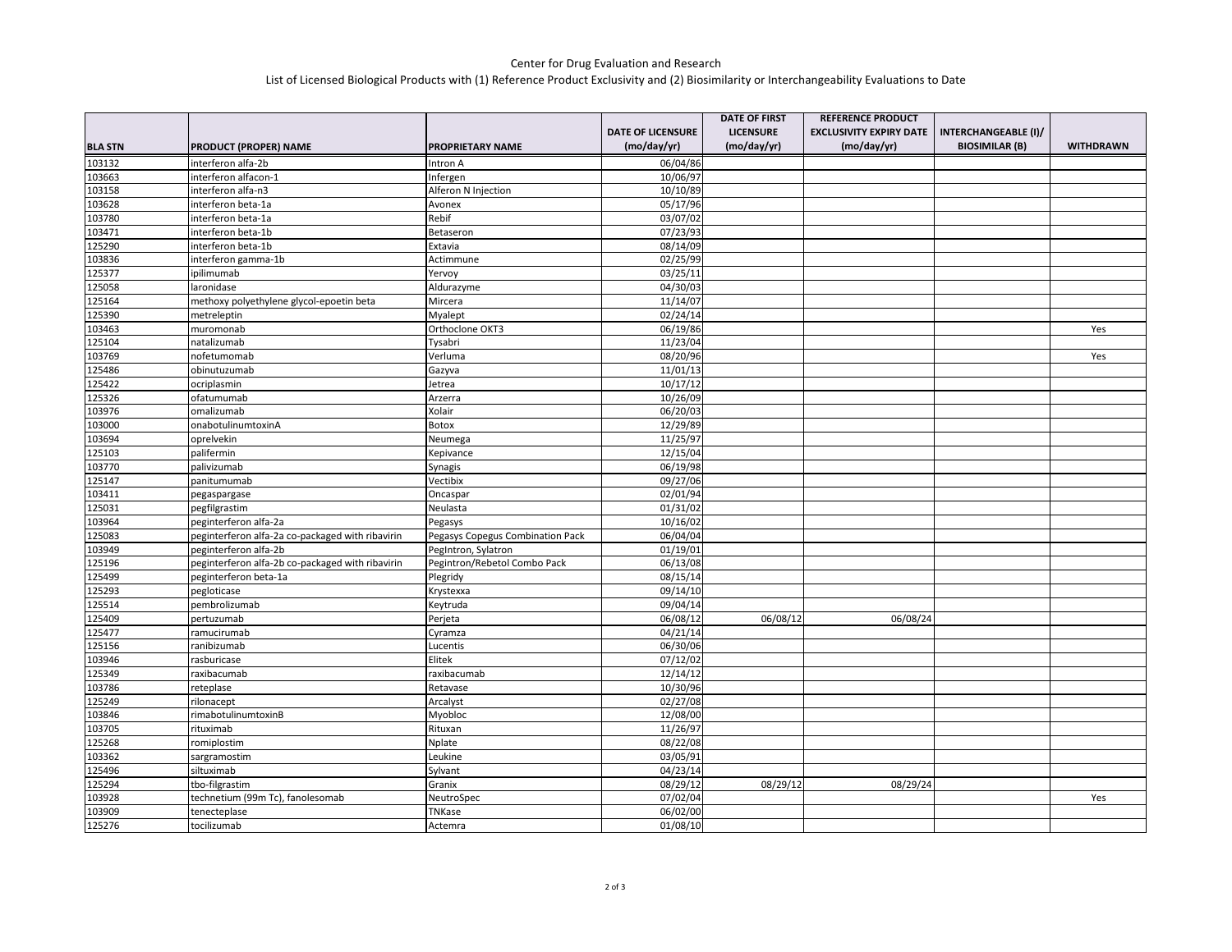Center for Drug Evaluation and Research

List of Licensed Biological Products with (1) Reference Product Exclusivity and (2) Biosimilarity or Interchangeability Evaluations to Date

| BLA STN | PRODUCT (PROPER) NAME | PROPRIETARY NAME | DATE OF LICENSURE (mo/day/yr) | DATE OF FIRST LICENSURE (mo/day/yr) | REFERENCE PRODUCT EXCLUSIVITY EXPIRY DATE (mo/day/yr) | INTERCHANGEABLE (I)/ BIOSIMILAR (B) | WITHDRAWN |
|---|---|---|---|---|---|---|---|
| 103132 | interferon alfa-2b | Intron A | 06/04/86 | | | | |
| 103663 | interferon alfacon-1 | Infergen | 10/06/97 | | | | |
| 103158 | interferon alfa-n3 | Alferon N Injection | 10/10/89 | | | | |
| 103628 | interferon beta-1a | Avonex | 05/17/96 | | | | |
| 103780 | interferon beta-1a | Rebif | 03/07/02 | | | | |
| 103471 | interferon beta-1b | Betaseron | 07/23/93 | | | | |
| 125290 | interferon beta-1b | Extavia | 08/14/09 | | | | |
| 103836 | interferon gamma-1b | Actimmune | 02/25/99 | | | | |
| 125377 | ipilimumab | Yervoy | 03/25/11 | | | | |
| 125058 | laronidase | Aldurazyme | 04/30/03 | | | | |
| 125164 | methoxy polyethylene glycol-epoetin beta | Mircera | 11/14/07 | | | | |
| 125390 | metreleptin | Myalept | 02/24/14 | | | | |
| 103463 | muromonab | Orthoclone OKT3 | 06/19/86 | | | | Yes |
| 125104 | natalizumab | Tysabri | 11/23/04 | | | | |
| 103769 | nofetumomab | Verluma | 08/20/96 | | | | Yes |
| 125486 | obinutuzumab | Gazyva | 11/01/13 | | | | |
| 125422 | ocriplasmin | Jetrea | 10/17/12 | | | | |
| 125326 | ofatumumab | Arzerra | 10/26/09 | | | | |
| 103976 | omalizumab | Xolair | 06/20/03 | | | | |
| 103000 | onabotulinumtoxinA | Botox | 12/29/89 | | | | |
| 103694 | oprelvekin | Neumega | 11/25/97 | | | | |
| 125103 | palifermin | Kepivance | 12/15/04 | | | | |
| 103770 | palivizumab | Synagis | 06/19/98 | | | | |
| 125147 | panitumumab | Vectibix | 09/27/06 | | | | |
| 103411 | pegaspargase | Oncaspar | 02/01/94 | | | | |
| 125031 | pegfilgrastim | Neulasta | 01/31/02 | | | | |
| 103964 | peginterferon alfa-2a | Pegasys | 10/16/02 | | | | |
| 125083 | peginterferon alfa-2a co-packaged with ribavirin | Pegasys Copegus Combination Pack | 06/04/04 | | | | |
| 103949 | peginterferon alfa-2b | PegIntron, Sylatron | 01/19/01 | | | | |
| 125196 | peginterferon alfa-2b co-packaged with ribavirin | Pegintron/Rebetol Combo Pack | 06/13/08 | | | | |
| 125499 | peginterferon beta-1a | Plegridy | 08/15/14 | | | | |
| 125293 | pegloticase | Krystexxa | 09/14/10 | | | | |
| 125514 | pembrolizumab | Keytruda | 09/04/14 | | | | |
| 125409 | pertuzumab | Perjeta | 06/08/12 | 06/08/12 | 06/08/24 | | |
| 125477 | ramucirumab | Cyramza | 04/21/14 | | | | |
| 125156 | ranibizumab | Lucentis | 06/30/06 | | | | |
| 103946 | rasburicase | Elitek | 07/12/02 | | | | |
| 125349 | raxibacumab | raxibacumab | 12/14/12 | | | | |
| 103786 | reteplase | Retavase | 10/30/96 | | | | |
| 125249 | rilonacept | Arcalyst | 02/27/08 | | | | |
| 103846 | rimabotulinumtoxinB | Myobloc | 12/08/00 | | | | |
| 103705 | rituximab | Rituxan | 11/26/97 | | | | |
| 125268 | romiplostim | Nplate | 08/22/08 | | | | |
| 103362 | sargramostim | Leukine | 03/05/91 | | | | |
| 125496 | siltuximab | Sylvant | 04/23/14 | | | | |
| 125294 | tbo-filgrastim | Granix | 08/29/12 | 08/29/12 | 08/29/24 | | |
| 103928 | technetium (99m Tc), fanolesomab | NeutroSpec | 07/02/04 | | | | Yes |
| 103909 | tenecteplase | TNKase | 06/02/00 | | | | |
| 125276 | tocilizumab | Actemra | 01/08/10 | | | | |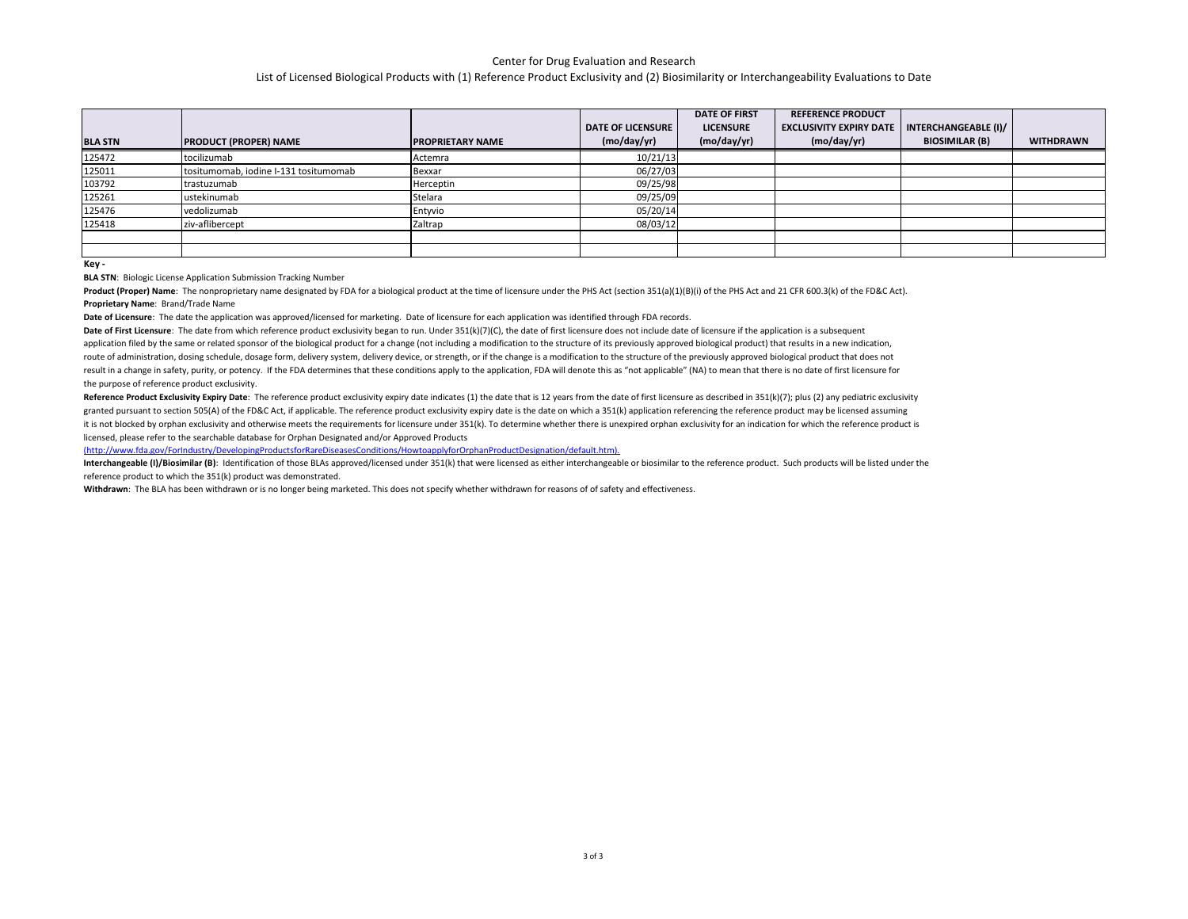Center for Drug Evaluation and Research

List of Licensed Biological Products with (1) Reference Product Exclusivity and (2) Biosimilarity or Interchangeability Evaluations to Date

| BLA STN | PRODUCT (PROPER) NAME | PROPRIETARY NAME | DATE OF LICENSURE (mo/day/yr) | DATE OF FIRST LICENSURE (mo/day/yr) | REFERENCE PRODUCT EXCLUSIVITY EXPIRY DATE (mo/day/yr) | INTERCHANGEABLE (I)/ BIOSIMILAR (B) | WITHDRAWN |
|---|---|---|---|---|---|---|---|
| 125472 | tocilizumab | Actemra | 10/21/13 | | | | |
| 125011 | tositumomab, iodine I-131 tositumomab | Bexxar | 06/27/03 | | | | |
| 103792 | trastuzumab | Herceptin | 09/25/98 | | | | |
| 125261 | ustekinumab | Stelara | 09/25/09 | | | | |
| 125476 | vedolizumab | Entyvio | 05/20/14 | | | | |
| 125418 | ziv-aflibercept | Zaltrap | 08/03/12 | | | | |
| | | | | | | | |
| | | | | | | | |

**Key -**

**BLA STN**: Biologic License Application Submission Tracking Number

**Product (Proper) Name**: The nonproprietary name designated by FDA for a biological product at the time of licensure under the PHS Act (section 351(a)(1)(B)(i) of the PHS Act and 21 CFR 600.3(k) of the FD&C Act).

**Proprietary Name**: Brand/Trade Name

**Date of Licensure**: The date the application was approved/licensed for marketing. Date of licensure for each application was identified through FDA records.

**Date of First Licensure**: The date from which reference product exclusivity began to run. Under 351(k)(7)(C), the date of first licensure does not include date of licensure if the application is a subsequent application filed by the same or related sponsor of the biological product for a change (not including a modification to the structure of its previously approved biological product) that results in a new indication, route of administration, dosing schedule, dosage form, delivery system, delivery device, or strength, or if the change is a modification to the structure of the previously approved biological product that does not result in a change in safety, purity, or potency. If the FDA determines that these conditions apply to the application, FDA will denote this as "not applicable" (NA) to mean that there is no date of first licensure for the purpose of reference product exclusivity.

**Reference Product Exclusivity Expiry Date**: The reference product exclusivity expiry date indicates (1) the date that is 12 years from the date of first licensure as described in 351(k)(7); plus (2) any pediatric exclusivity granted pursuant to section 505(A) of the FD&C Act, if applicable. The reference product exclusivity expiry date is the date on which a 351(k) application referencing the reference product may be licensed assuming it is not blocked by orphan exclusivity and otherwise meets the requirements for licensure under 351(k). To determine whether there is unexpired orphan exclusivity for an indication for which the reference product is licensed, please refer to the searchable database for Orphan Designated and/or Approved Products (http://www.fda.gov/ForIndustry/DevelopingProductsforRareDiseasesConditions/HowtoapplyforOrphanProductDesignation/default.htm).

**Interchangeable (I)/Biosimilar (B)**: Identification of those BLAs approved/licensed under 351(k) that were licensed as either interchangeable or biosimilar to the reference product. Such products will be listed under the reference product to which the 351(k) product was demonstrated.

**Withdrawn**: The BLA has been withdrawn or is no longer being marketed. This does not specify whether withdrawn for reasons of of safety and effectiveness.